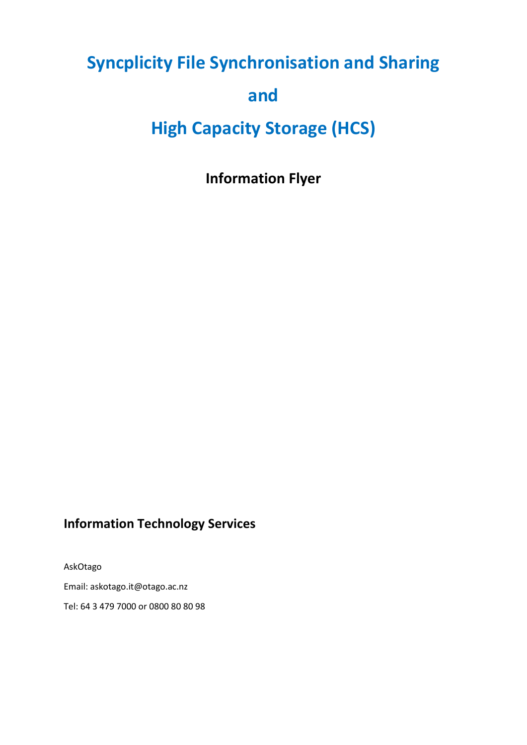# Syncplicity File Synchronisation and Sharing

# and

# High Capacity Storage (HCS)

## Information Flyer

### Information Technology Services

AskOtago

Email: askotago.it@otago.ac.nz

Tel: 64 3 479 7000 or 0800 80 80 98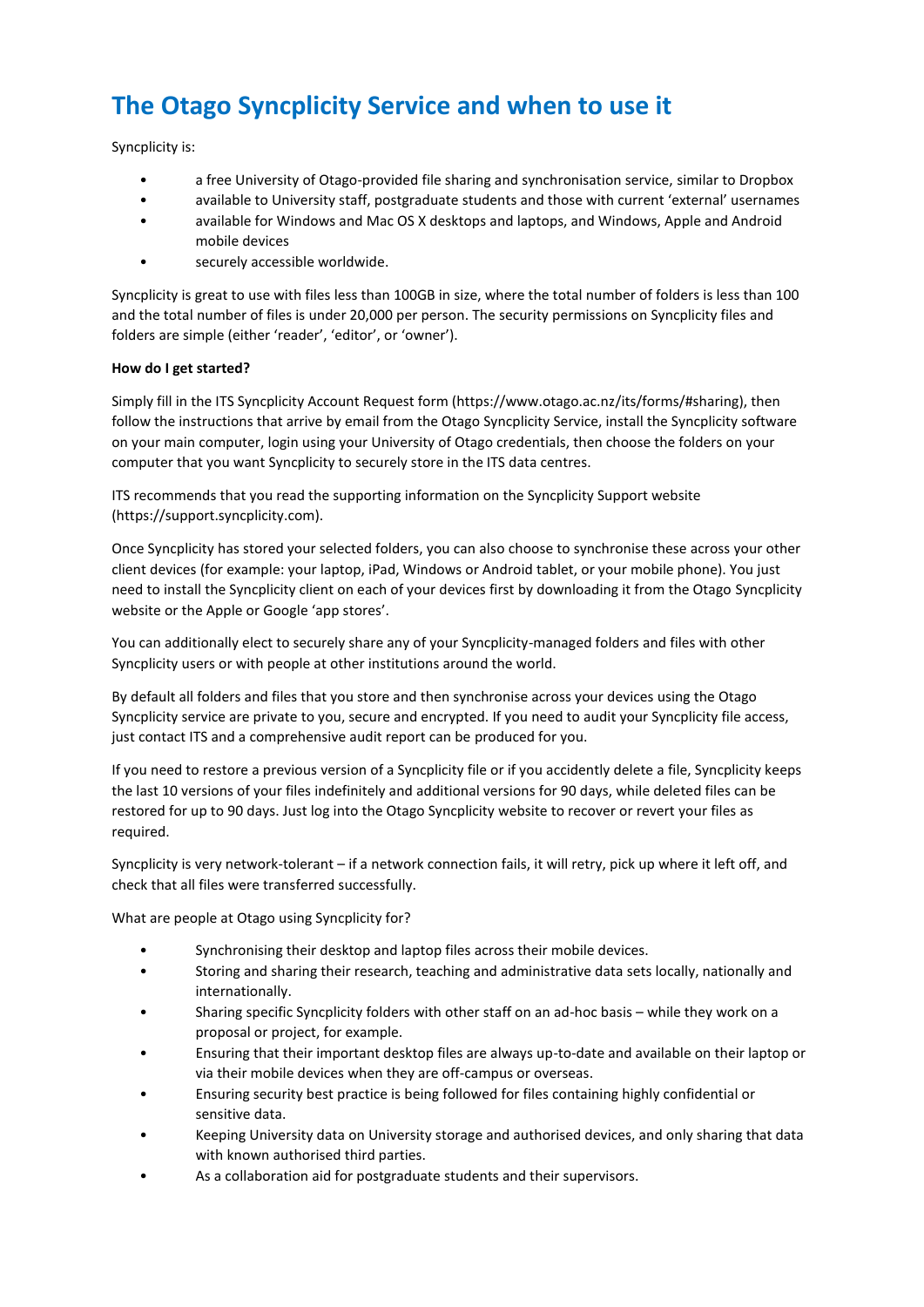# The Otago Syncplicity Service and when to use it

Syncplicity is:

- a free University of Otago-provided file sharing and synchronisation service, similar to Dropbox
- available to University staff, postgraduate students and those with current 'external' usernames
- available for Windows and Mac OS X desktops and laptops, and Windows, Apple and Android mobile devices
- securely accessible worldwide.

Syncplicity is great to use with files less than 100GB in size, where the total number of folders is less than 100 and the total number of files is under 20,000 per person. The security permissions on Syncplicity files and folders are simple (either 'reader', 'editor', or 'owner').

**How do I get started?**

Simply fill in the ITS Syncplicity Account Request form (https://www.otago.ac.nz/its/forms/#sharing), then follow the instructions that arrive by email from the Otago Syncplicity Service, install the Syncplicity software on your main computer, login using your University of Otago credentials, then choose the folders on your computer that you want Syncplicity to securely store in the ITS data centres.

ITS recommends that you read the supporting information on the Syncplicity Support website (https://support.syncplicity.com).

Once Syncplicity has stored your selected folders, you can also choose to synchronise these across your other client devices (for example: your laptop, iPad, Windows or Android tablet, or your mobile phone). You just need to install the Syncplicity client on each of your devices first by downloading it from the Otago Syncplicity website or the Apple or Google 'app stores'.

You can additionally elect to securely share any of your Syncplicity-managed folders and files with other Syncplicity users or with people at other institutions around the world.

By default all folders and files that you store and then synchronise across your devices using the Otago Syncplicity service are private to you, secure and encrypted. If you need to audit your Syncplicity file access, just contact ITS and a comprehensive audit report can be produced for you.

If you need to restore a previous version of a Syncplicity file or if you accidently delete a file, Syncplicity keeps the last 10 versions of your files indefinitely and additional versions for 90 days, while deleted files can be restored for up to 90 days. Just log into the Otago Syncplicity website to recover or revert your files as required.

Syncplicity is very network-tolerant – if a network connection fails, it will retry, pick up where it left off, and check that all files were transferred successfully.

What are people at Otago using Syncplicity for?

- Synchronising their desktop and laptop files across their mobile devices.
- Storing and sharing their research, teaching and administrative data sets locally, nationally and internationally.
- Sharing specific Syncplicity folders with other staff on an ad-hoc basis – while they work on a proposal or project, for example.
- Ensuring that their important desktop files are always up-to-date and available on their laptop or via their mobile devices when they are off-campus or overseas.
- Ensuring security best practice is being followed for files containing highly confidential or sensitive data.
- Keeping University data on University storage and authorised devices, and only sharing that data with known authorised third parties.
- As a collaboration aid for postgraduate students and their supervisors.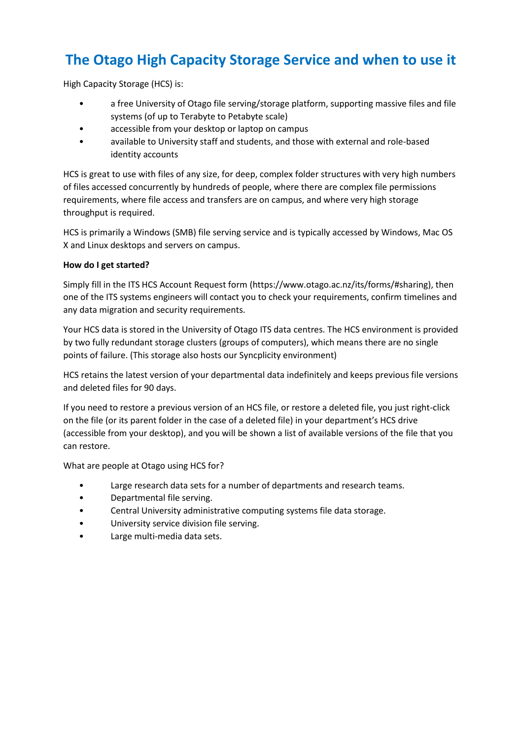# The Otago High Capacity Storage Service and when to use it

High Capacity Storage (HCS) is:

- a free University of Otago file serving/storage platform, supporting massive files and file systems (of up to Terabyte to Petabyte scale)
- accessible from your desktop or laptop on campus
- available to University staff and students, and those with external and role-based identity accounts

HCS is great to use with files of any size, for deep, complex folder structures with very high numbers of files accessed concurrently by hundreds of people, where there are complex file permissions requirements, where file access and transfers are on campus, and where very high storage throughput is required.

HCS is primarily a Windows (SMB) file serving service and is typically accessed by Windows, Mac OS X and Linux desktops and servers on campus.

**How do I get started?**

Simply fill in the ITS HCS Account Request form (https://www.otago.ac.nz/its/forms/#sharing), then one of the ITS systems engineers will contact you to check your requirements, confirm timelines and any data migration and security requirements.

Your HCS data is stored in the University of Otago ITS data centres. The HCS environment is provided by two fully redundant storage clusters (groups of computers), which means there are no single points of failure. (This storage also hosts our Syncplicity environment)

HCS retains the latest version of your departmental data indefinitely and keeps previous file versions and deleted files for 90 days.

If you need to restore a previous version of an HCS file, or restore a deleted file, you just right-click on the file (or its parent folder in the case of a deleted file) in your department's HCS drive (accessible from your desktop), and you will be shown a list of available versions of the file that you can restore.

What are people at Otago using HCS for?

- Large research data sets for a number of departments and research teams.
- Departmental file serving.
- Central University administrative computing systems file data storage.
- University service division file serving.
- Large multi-media data sets.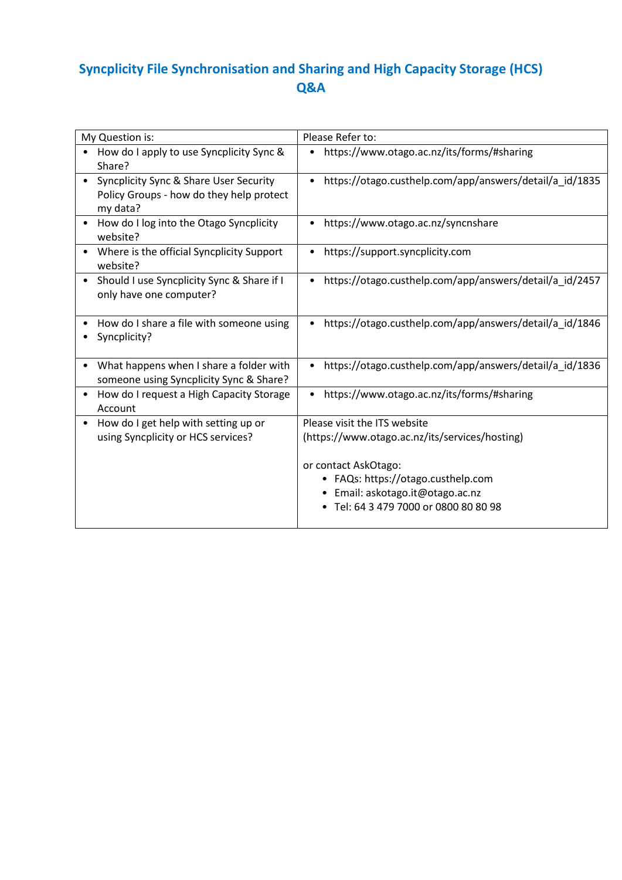# Syncplicity File Synchronisation and Sharing and High Capacity Storage (HCS) Q&A

| My Question is: | Please Refer to: |
|---|---|
| • How do I apply to use Syncplicity Sync & Share? | • https://www.otago.ac.nz/its/forms/#sharing |
| • Syncplicity Sync & Share User Security Policy Groups - how do they help protect my data? | • https://otago.custhelp.com/app/answers/detail/a_id/1835 |
| • How do I log into the Otago Syncplicity website? | • https://www.otago.ac.nz/syncnshare |
| • Where is the official Syncplicity Support website? | • https://support.syncplicity.com |
| • Should I use Syncplicity Sync & Share if I only have one computer? | • https://otago.custhelp.com/app/answers/detail/a_id/2457 |
| • How do I share a file with someone using<br>• Syncplicity? | • https://otago.custhelp.com/app/answers/detail/a_id/1846 |
| • What happens when I share a folder with someone using Syncplicity Sync & Share? | • https://otago.custhelp.com/app/answers/detail/a_id/1836 |
| • How do I request a High Capacity Storage Account | • https://www.otago.ac.nz/its/forms/#sharing |
| • How do I get help with setting up or using Syncplicity or HCS services? | Please visit the ITS website (https://www.otago.ac.nz/its/services/hosting)<br><br>or contact AskOtago:<br>• FAQs: https://otago.custhelp.com<br>• Email: askotago.it@otago.ac.nz<br>• Tel: 64 3 479 7000 or 0800 80 80 98 |